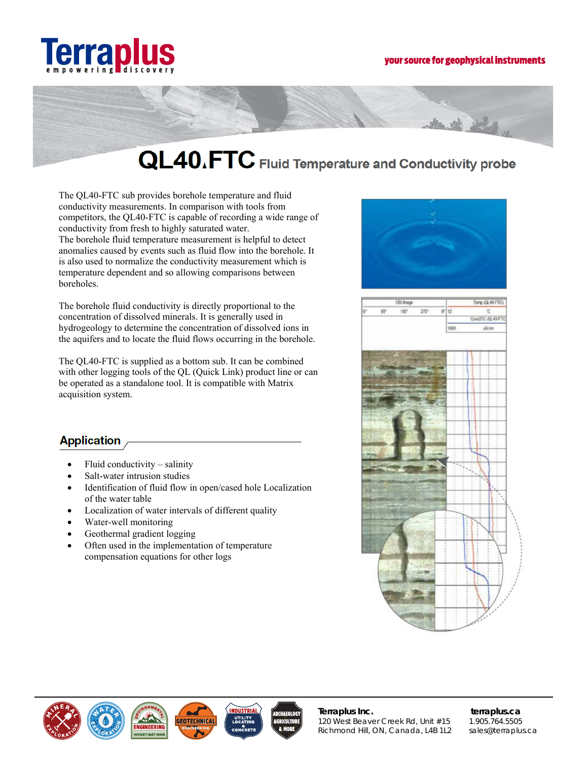# QL40-FTC Fluid Temperature and Conductivity probe

The QL40-FTC sub provides borehole temperature and fluid conductivity measurements. In comparison with tools from competitors, the QL40-FTC is capable of recording a wide range of conductivity from fresh to highly saturated water.
The borehole fluid temperature measurement is helpful to detect anomalies caused by events such as fluid flow into the borehole. It is also used to normalize the conductivity measurement which is temperature dependent and so allowing comparisons between boreholes.

The borehole fluid conductivity is directly proportional to the concentration of dissolved minerals. It is generally used in hydrogeology to determine the concentration of dissolved ions in the aquifers and to locate the fluid flows occurring in the borehole.

The QL40-FTC is supplied as a bottom sub. It can be combined with other logging tools of the QL (Quick Link) product line or can be operated as a standalone tool. It is compatible with Matrix acquisition system.

## Application

- Fluid conductivity – salinity
- Salt-water intrusion studies
- Identification of fluid flow in open/cased hole Localization of the water table
- Localization of water intervals of different quality
- Water-well monitoring
- Geothermal gradient logging
- Often used in the implementation of temperature compensation equations for other logs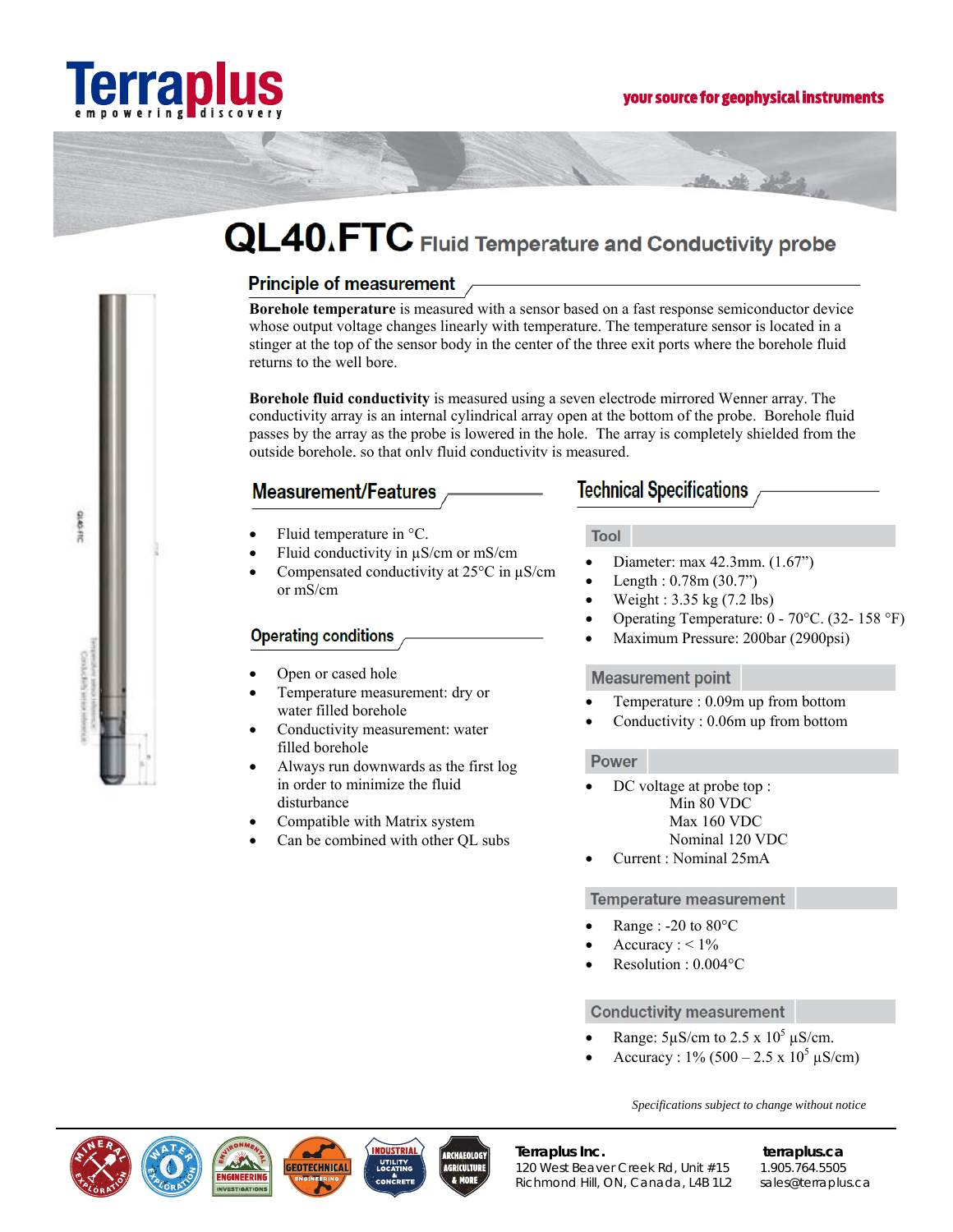Terraplus
empowering discovery

your source for geophysical instruments

# QL40.FTC Fluid Temperature and Conductivity probe

## Principle of measurement

**Borehole temperature** is measured with a sensor based on a fast response semiconductor device whose output voltage changes linearly with temperature. The temperature sensor is located in a stinger at the top of the sensor body in the center of the three exit ports where the borehole fluid returns to the well bore.

**Borehole fluid conductivity** is measured using a seven electrode mirrored Wenner array. The conductivity array is an internal cylindrical array open at the bottom of the probe. Borehole fluid passes by the array as the probe is lowered in the hole. The array is completely shielded from the outside borehole, so that only fluid conductivity is measured.

## Measurement/Features

- Fluid temperature in °C.
- Fluid conductivity in µS/cm or mS/cm
- Compensated conductivity at 25°C in µS/cm or mS/cm

## Operating conditions

- Open or cased hole
- Temperature measurement: dry or water filled borehole
- Conductivity measurement: water filled borehole
- Always run downwards as the first log in order to minimize the fluid disturbance
- Compatible with Matrix system
- Can be combined with other QL subs

## Technical Specifications

### Tool

- Diameter: max 42.3mm. (1.67")
- Length : 0.78m (30.7")
- Weight : 3.35 kg (7.2 lbs)
- Operating Temperature: 0 - 70°C. (32- 158 °F)
- Maximum Pressure: 200bar (2900psi)

### Measurement point

- Temperature : 0.09m up from bottom
- Conductivity : 0.06m up from bottom

### Power

- DC voltage at probe top :
  Min 80 VDC
  Max 160 VDC
  Nominal 120 VDC
- Current : Nominal 25mA

### Temperature measurement

- Range : -20 to 80°C
- Accuracy : < 1%
- Resolution : 0.004°C

### Conductivity measurement

- Range: 5µS/cm to 2.5 x $10^5$ µS/cm.
- Accuracy : 1% (500 – 2.5 x $10^5$ µS/cm)

*Specifications subject to change without notice*

**Terraplus Inc.**
120 West Beaver Creek Rd, Unit #15
Richmond Hill, ON, Canada, L4B 1L2

**terraplus.ca**
1.905.764.5505
sales@terraplus.ca